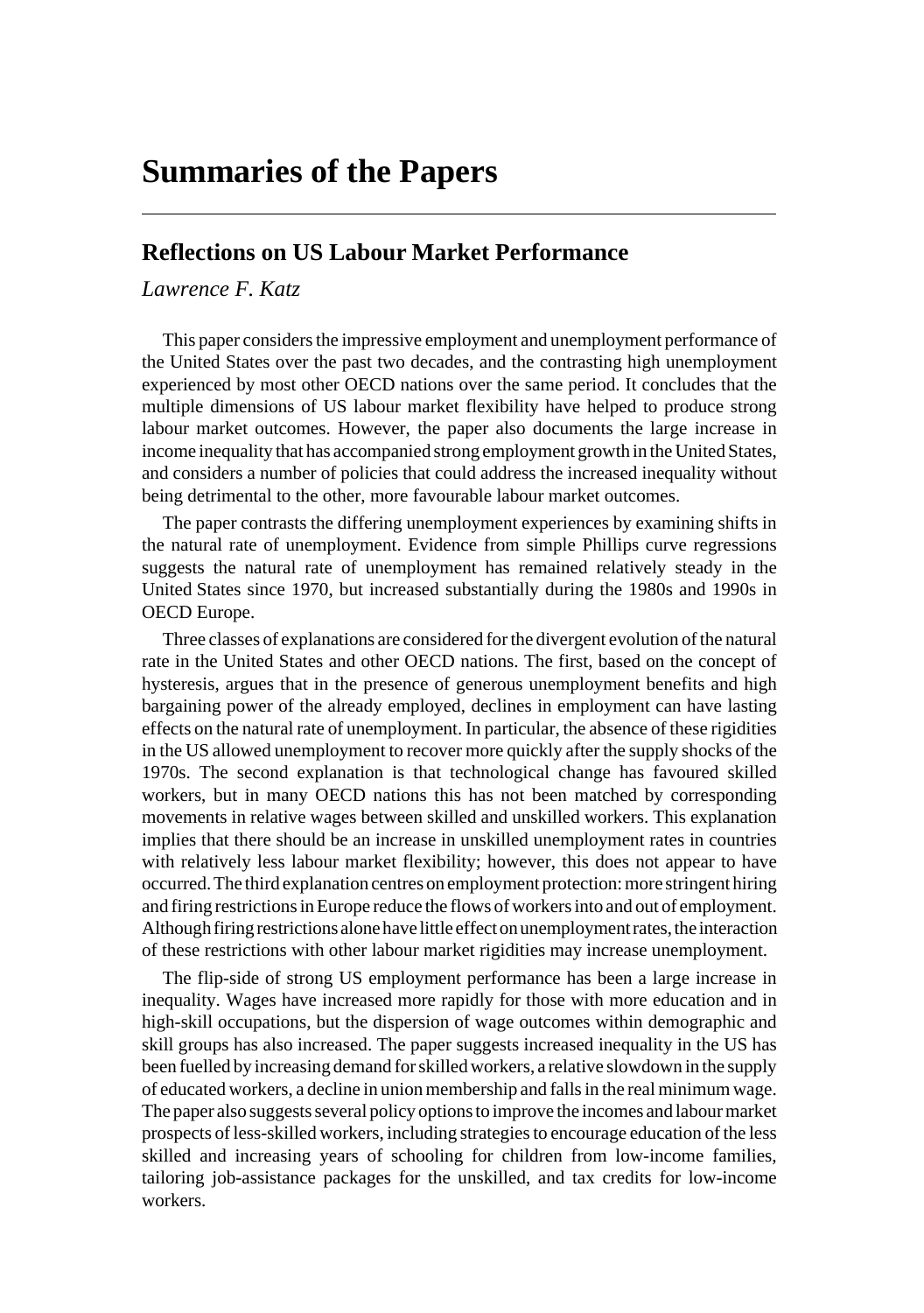# Summaries of the Papers

## Reflections on US Labour Market Performance

*Lawrence F. Katz*

This paper considers the impressive employment and unemployment performance of the United States over the past two decades, and the contrasting high unemployment experienced by most other OECD nations over the same period. It concludes that the multiple dimensions of US labour market flexibility have helped to produce strong labour market outcomes. However, the paper also documents the large increase in income inequality that has accompanied strong employment growth in the United States, and considers a number of policies that could address the increased inequality without being detrimental to the other, more favourable labour market outcomes.

The paper contrasts the differing unemployment experiences by examining shifts in the natural rate of unemployment. Evidence from simple Phillips curve regressions suggests the natural rate of unemployment has remained relatively steady in the United States since 1970, but increased substantially during the 1980s and 1990s in OECD Europe.

Three classes of explanations are considered for the divergent evolution of the natural rate in the United States and other OECD nations. The first, based on the concept of hysteresis, argues that in the presence of generous unemployment benefits and high bargaining power of the already employed, declines in employment can have lasting effects on the natural rate of unemployment. In particular, the absence of these rigidities in the US allowed unemployment to recover more quickly after the supply shocks of the 1970s. The second explanation is that technological change has favoured skilled workers, but in many OECD nations this has not been matched by corresponding movements in relative wages between skilled and unskilled workers. This explanation implies that there should be an increase in unskilled unemployment rates in countries with relatively less labour market flexibility; however, this does not appear to have occurred. The third explanation centres on employment protection: more stringent hiring and firing restrictions in Europe reduce the flows of workers into and out of employment. Although firing restrictions alone have little effect on unemployment rates, the interaction of these restrictions with other labour market rigidities may increase unemployment.

The flip-side of strong US employment performance has been a large increase in inequality. Wages have increased more rapidly for those with more education and in high-skill occupations, but the dispersion of wage outcomes within demographic and skill groups has also increased. The paper suggests increased inequality in the US has been fuelled by increasing demand for skilled workers, a relative slowdown in the supply of educated workers, a decline in union membership and falls in the real minimum wage. The paper also suggests several policy options to improve the incomes and labour market prospects of less-skilled workers, including strategies to encourage education of the less skilled and increasing years of schooling for children from low-income families, tailoring job-assistance packages for the unskilled, and tax credits for low-income workers.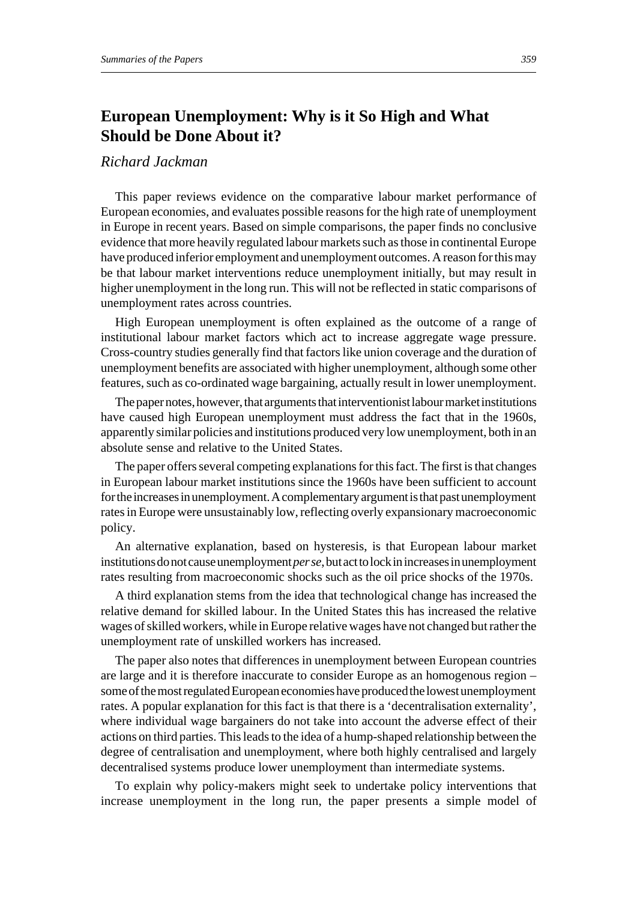## European Unemployment: Why is it So High and What Should be Done About it?

*Richard Jackman*

This paper reviews evidence on the comparative labour market performance of European economies, and evaluates possible reasons for the high rate of unemployment in Europe in recent years. Based on simple comparisons, the paper finds no conclusive evidence that more heavily regulated labour markets such as those in continental Europe have produced inferior employment and unemployment outcomes. A reason for this may be that labour market interventions reduce unemployment initially, but may result in higher unemployment in the long run. This will not be reflected in static comparisons of unemployment rates across countries.

High European unemployment is often explained as the outcome of a range of institutional labour market factors which act to increase aggregate wage pressure. Cross-country studies generally find that factors like union coverage and the duration of unemployment benefits are associated with higher unemployment, although some other features, such as co-ordinated wage bargaining, actually result in lower unemployment.

The paper notes, however, that arguments that interventionist labour market institutions have caused high European unemployment must address the fact that in the 1960s, apparently similar policies and institutions produced very low unemployment, both in an absolute sense and relative to the United States.

The paper offers several competing explanations for this fact. The first is that changes in European labour market institutions since the 1960s have been sufficient to account for the increases in unemployment. A complementary argument is that past unemployment rates in Europe were unsustainably low, reflecting overly expansionary macroeconomic policy.

An alternative explanation, based on hysteresis, is that European labour market institutions do not cause unemployment *per se*, but act to lock in increases in unemployment rates resulting from macroeconomic shocks such as the oil price shocks of the 1970s.

A third explanation stems from the idea that technological change has increased the relative demand for skilled labour. In the United States this has increased the relative wages of skilled workers, while in Europe relative wages have not changed but rather the unemployment rate of unskilled workers has increased.

The paper also notes that differences in unemployment between European countries are large and it is therefore inaccurate to consider Europe as an homogenous region – some of the most regulated European economies have produced the lowest unemployment rates. A popular explanation for this fact is that there is a 'decentralisation externality', where individual wage bargainers do not take into account the adverse effect of their actions on third parties. This leads to the idea of a hump-shaped relationship between the degree of centralisation and unemployment, where both highly centralised and largely decentralised systems produce lower unemployment than intermediate systems.

To explain why policy-makers might seek to undertake policy interventions that increase unemployment in the long run, the paper presents a simple model of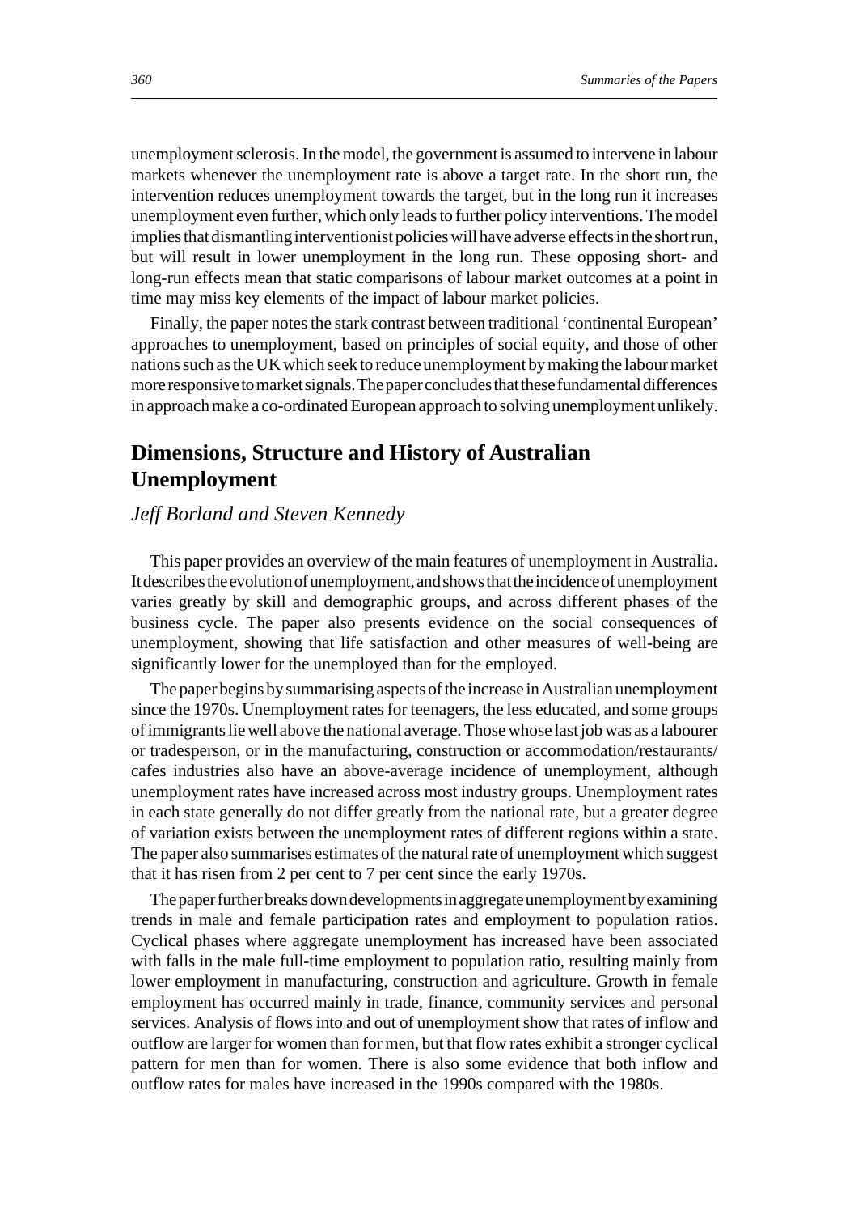unemployment sclerosis. In the model, the government is assumed to intervene in labour markets whenever the unemployment rate is above a target rate. In the short run, the intervention reduces unemployment towards the target, but in the long run it increases unemployment even further, which only leads to further policy interventions. The model implies that dismantling interventionist policies will have adverse effects in the short run, but will result in lower unemployment in the long run. These opposing short- and long-run effects mean that static comparisons of labour market outcomes at a point in time may miss key elements of the impact of labour market policies.

Finally, the paper notes the stark contrast between traditional 'continental European' approaches to unemployment, based on principles of social equity, and those of other nations such as the UK which seek to reduce unemployment by making the labour market more responsive to market signals. The paper concludes that these fundamental differences in approach make a co-ordinated European approach to solving unemployment unlikely.

## Dimensions, Structure and History of Australian Unemployment

*Jeff Borland and Steven Kennedy*

This paper provides an overview of the main features of unemployment in Australia. It describes the evolution of unemployment, and shows that the incidence of unemployment varies greatly by skill and demographic groups, and across different phases of the business cycle. The paper also presents evidence on the social consequences of unemployment, showing that life satisfaction and other measures of well-being are significantly lower for the unemployed than for the employed.

The paper begins by summarising aspects of the increase in Australian unemployment since the 1970s. Unemployment rates for teenagers, the less educated, and some groups of immigrants lie well above the national average. Those whose last job was as a labourer or tradesperson, or in the manufacturing, construction or accommodation/restaurants/cafes industries also have an above-average incidence of unemployment, although unemployment rates have increased across most industry groups. Unemployment rates in each state generally do not differ greatly from the national rate, but a greater degree of variation exists between the unemployment rates of different regions within a state. The paper also summarises estimates of the natural rate of unemployment which suggest that it has risen from 2 per cent to 7 per cent since the early 1970s.

The paper further breaks down developments in aggregate unemployment by examining trends in male and female participation rates and employment to population ratios. Cyclical phases where aggregate unemployment has increased have been associated with falls in the male full-time employment to population ratio, resulting mainly from lower employment in manufacturing, construction and agriculture. Growth in female employment has occurred mainly in trade, finance, community services and personal services. Analysis of flows into and out of unemployment show that rates of inflow and outflow are larger for women than for men, but that flow rates exhibit a stronger cyclical pattern for men than for women. There is also some evidence that both inflow and outflow rates for males have increased in the 1990s compared with the 1980s.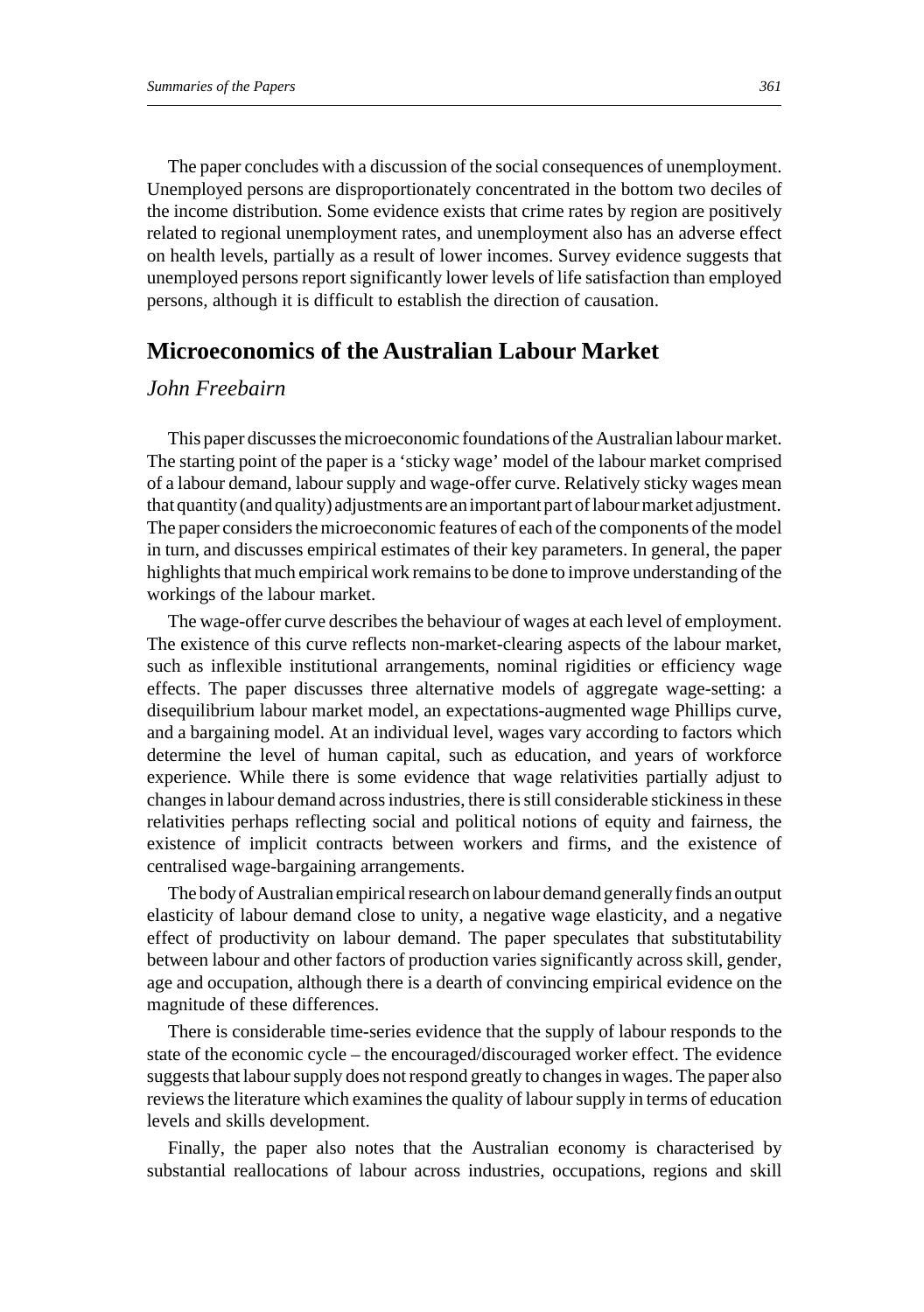The paper concludes with a discussion of the social consequences of unemployment. Unemployed persons are disproportionately concentrated in the bottom two deciles of the income distribution. Some evidence exists that crime rates by region are positively related to regional unemployment rates, and unemployment also has an adverse effect on health levels, partially as a result of lower incomes. Survey evidence suggests that unemployed persons report significantly lower levels of life satisfaction than employed persons, although it is difficult to establish the direction of causation.

## Microeconomics of the Australian Labour Market

*John Freebairn*

This paper discusses the microeconomic foundations of the Australian labour market. The starting point of the paper is a 'sticky wage' model of the labour market comprised of a labour demand, labour supply and wage-offer curve. Relatively sticky wages mean that quantity (and quality) adjustments are an important part of labour market adjustment. The paper considers the microeconomic features of each of the components of the model in turn, and discusses empirical estimates of their key parameters. In general, the paper highlights that much empirical work remains to be done to improve understanding of the workings of the labour market.

The wage-offer curve describes the behaviour of wages at each level of employment. The existence of this curve reflects non-market-clearing aspects of the labour market, such as inflexible institutional arrangements, nominal rigidities or efficiency wage effects. The paper discusses three alternative models of aggregate wage-setting: a disequilibrium labour market model, an expectations-augmented wage Phillips curve, and a bargaining model. At an individual level, wages vary according to factors which determine the level of human capital, such as education, and years of workforce experience. While there is some evidence that wage relativities partially adjust to changes in labour demand across industries, there is still considerable stickiness in these relativities perhaps reflecting social and political notions of equity and fairness, the existence of implicit contracts between workers and firms, and the existence of centralised wage-bargaining arrangements.

The body of Australian empirical research on labour demand generally finds an output elasticity of labour demand close to unity, a negative wage elasticity, and a negative effect of productivity on labour demand. The paper speculates that substitutability between labour and other factors of production varies significantly across skill, gender, age and occupation, although there is a dearth of convincing empirical evidence on the magnitude of these differences.

There is considerable time-series evidence that the supply of labour responds to the state of the economic cycle – the encouraged/discouraged worker effect. The evidence suggests that labour supply does not respond greatly to changes in wages. The paper also reviews the literature which examines the quality of labour supply in terms of education levels and skills development.

Finally, the paper also notes that the Australian economy is characterised by substantial reallocations of labour across industries, occupations, regions and skill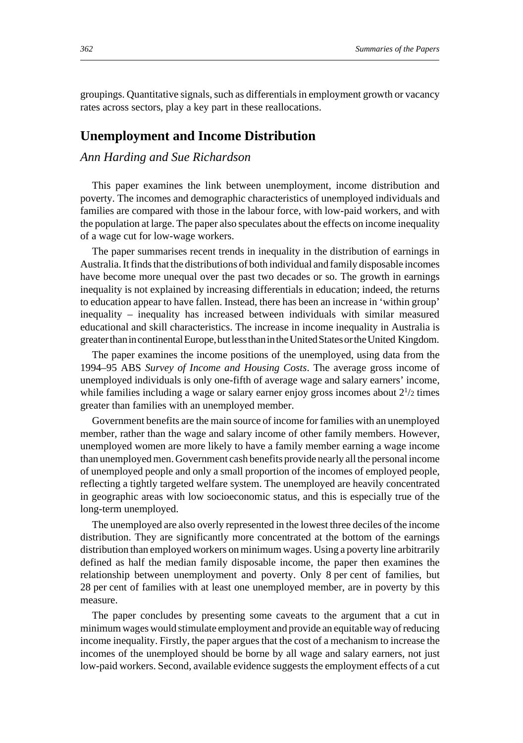groupings. Quantitative signals, such as differentials in employment growth or vacancy rates across sectors, play a key part in these reallocations.

## Unemployment and Income Distribution

*Ann Harding and Sue Richardson*

This paper examines the link between unemployment, income distribution and poverty. The incomes and demographic characteristics of unemployed individuals and families are compared with those in the labour force, with low-paid workers, and with the population at large. The paper also speculates about the effects on income inequality of a wage cut for low-wage workers.

The paper summarises recent trends in inequality in the distribution of earnings in Australia. It finds that the distributions of both individual and family disposable incomes have become more unequal over the past two decades or so. The growth in earnings inequality is not explained by increasing differentials in education; indeed, the returns to education appear to have fallen. Instead, there has been an increase in 'within group' inequality – inequality has increased between individuals with similar measured educational and skill characteristics. The increase in income inequality in Australia is greater than in continental Europe, but less than in the United States or the United Kingdom.

The paper examines the income positions of the unemployed, using data from the 1994–95 ABS *Survey of Income and Housing Costs*. The average gross income of unemployed individuals is only one-fifth of average wage and salary earners' income, while families including a wage or salary earner enjoy gross incomes about $2^1/_2$ times greater than families with an unemployed member.

Government benefits are the main source of income for families with an unemployed member, rather than the wage and salary income of other family members. However, unemployed women are more likely to have a family member earning a wage income than unemployed men. Government cash benefits provide nearly all the personal income of unemployed people and only a small proportion of the incomes of employed people, reflecting a tightly targeted welfare system. The unemployed are heavily concentrated in geographic areas with low socioeconomic status, and this is especially true of the long-term unemployed.

The unemployed are also overly represented in the lowest three deciles of the income distribution. They are significantly more concentrated at the bottom of the earnings distribution than employed workers on minimum wages. Using a poverty line arbitrarily defined as half the median family disposable income, the paper then examines the relationship between unemployment and poverty. Only 8 per cent of families, but 28 per cent of families with at least one unemployed member, are in poverty by this measure.

The paper concludes by presenting some caveats to the argument that a cut in minimum wages would stimulate employment and provide an equitable way of reducing income inequality. Firstly, the paper argues that the cost of a mechanism to increase the incomes of the unemployed should be borne by all wage and salary earners, not just low-paid workers. Second, available evidence suggests the employment effects of a cut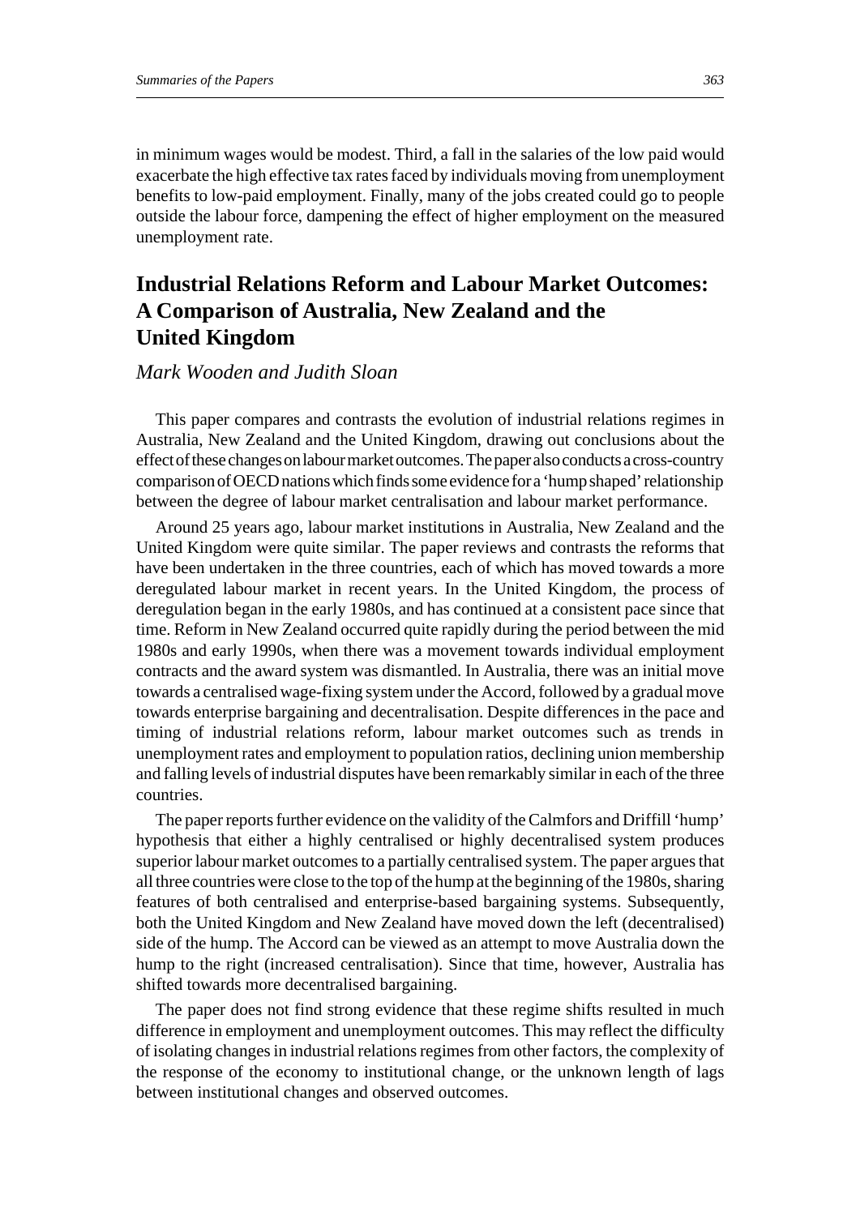in minimum wages would be modest. Third, a fall in the salaries of the low paid would exacerbate the high effective tax rates faced by individuals moving from unemployment benefits to low-paid employment. Finally, many of the jobs created could go to people outside the labour force, dampening the effect of higher employment on the measured unemployment rate.

## Industrial Relations Reform and Labour Market Outcomes: A Comparison of Australia, New Zealand and the United Kingdom

*Mark Wooden and Judith Sloan*

This paper compares and contrasts the evolution of industrial relations regimes in Australia, New Zealand and the United Kingdom, drawing out conclusions about the effect of these changes on labour market outcomes. The paper also conducts a cross-country comparison of OECD nations which finds some evidence for a 'hump shaped' relationship between the degree of labour market centralisation and labour market performance.

Around 25 years ago, labour market institutions in Australia, New Zealand and the United Kingdom were quite similar. The paper reviews and contrasts the reforms that have been undertaken in the three countries, each of which has moved towards a more deregulated labour market in recent years. In the United Kingdom, the process of deregulation began in the early 1980s, and has continued at a consistent pace since that time. Reform in New Zealand occurred quite rapidly during the period between the mid 1980s and early 1990s, when there was a movement towards individual employment contracts and the award system was dismantled. In Australia, there was an initial move towards a centralised wage-fixing system under the Accord, followed by a gradual move towards enterprise bargaining and decentralisation. Despite differences in the pace and timing of industrial relations reform, labour market outcomes such as trends in unemployment rates and employment to population ratios, declining union membership and falling levels of industrial disputes have been remarkably similar in each of the three countries.

The paper reports further evidence on the validity of the Calmfors and Driffill 'hump' hypothesis that either a highly centralised or highly decentralised system produces superior labour market outcomes to a partially centralised system. The paper argues that all three countries were close to the top of the hump at the beginning of the 1980s, sharing features of both centralised and enterprise-based bargaining systems. Subsequently, both the United Kingdom and New Zealand have moved down the left (decentralised) side of the hump. The Accord can be viewed as an attempt to move Australia down the hump to the right (increased centralisation). Since that time, however, Australia has shifted towards more decentralised bargaining.

The paper does not find strong evidence that these regime shifts resulted in much difference in employment and unemployment outcomes. This may reflect the difficulty of isolating changes in industrial relations regimes from other factors, the complexity of the response of the economy to institutional change, or the unknown length of lags between institutional changes and observed outcomes.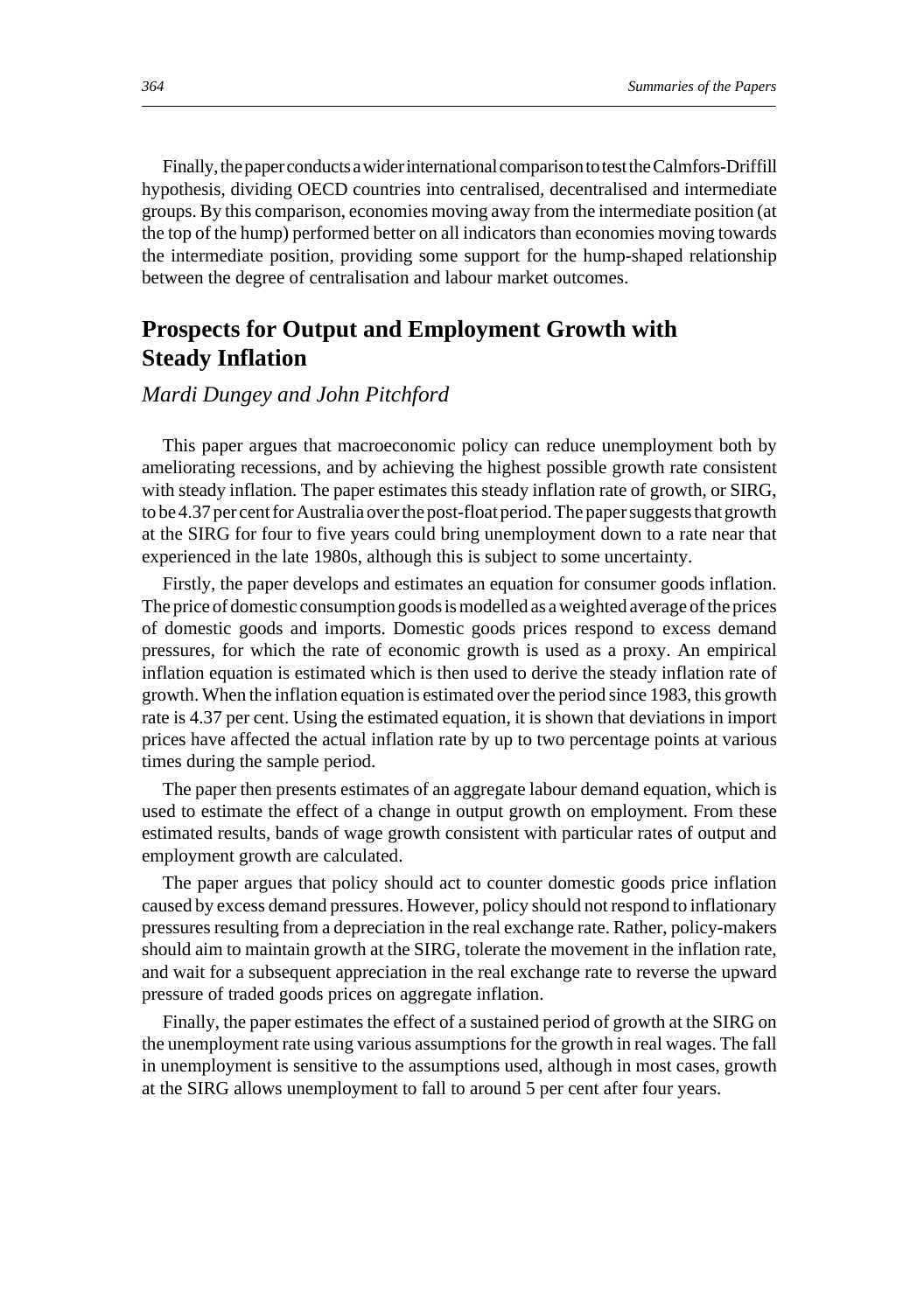Finally, the paper conducts a wider international comparison to test the Calmfors-Driffill hypothesis, dividing OECD countries into centralised, decentralised and intermediate groups. By this comparison, economies moving away from the intermediate position (at the top of the hump) performed better on all indicators than economies moving towards the intermediate position, providing some support for the hump-shaped relationship between the degree of centralisation and labour market outcomes.

## Prospects for Output and Employment Growth with Steady Inflation

*Mardi Dungey and John Pitchford*

This paper argues that macroeconomic policy can reduce unemployment both by ameliorating recessions, and by achieving the highest possible growth rate consistent with steady inflation. The paper estimates this steady inflation rate of growth, or SIRG, to be 4.37 per cent for Australia over the post-float period. The paper suggests that growth at the SIRG for four to five years could bring unemployment down to a rate near that experienced in the late 1980s, although this is subject to some uncertainty.

Firstly, the paper develops and estimates an equation for consumer goods inflation. The price of domestic consumption goods is modelled as a weighted average of the prices of domestic goods and imports. Domestic goods prices respond to excess demand pressures, for which the rate of economic growth is used as a proxy. An empirical inflation equation is estimated which is then used to derive the steady inflation rate of growth. When the inflation equation is estimated over the period since 1983, this growth rate is 4.37 per cent. Using the estimated equation, it is shown that deviations in import prices have affected the actual inflation rate by up to two percentage points at various times during the sample period.

The paper then presents estimates of an aggregate labour demand equation, which is used to estimate the effect of a change in output growth on employment. From these estimated results, bands of wage growth consistent with particular rates of output and employment growth are calculated.

The paper argues that policy should act to counter domestic goods price inflation caused by excess demand pressures. However, policy should not respond to inflationary pressures resulting from a depreciation in the real exchange rate. Rather, policy-makers should aim to maintain growth at the SIRG, tolerate the movement in the inflation rate, and wait for a subsequent appreciation in the real exchange rate to reverse the upward pressure of traded goods prices on aggregate inflation.

Finally, the paper estimates the effect of a sustained period of growth at the SIRG on the unemployment rate using various assumptions for the growth in real wages. The fall in unemployment is sensitive to the assumptions used, although in most cases, growth at the SIRG allows unemployment to fall to around 5 per cent after four years.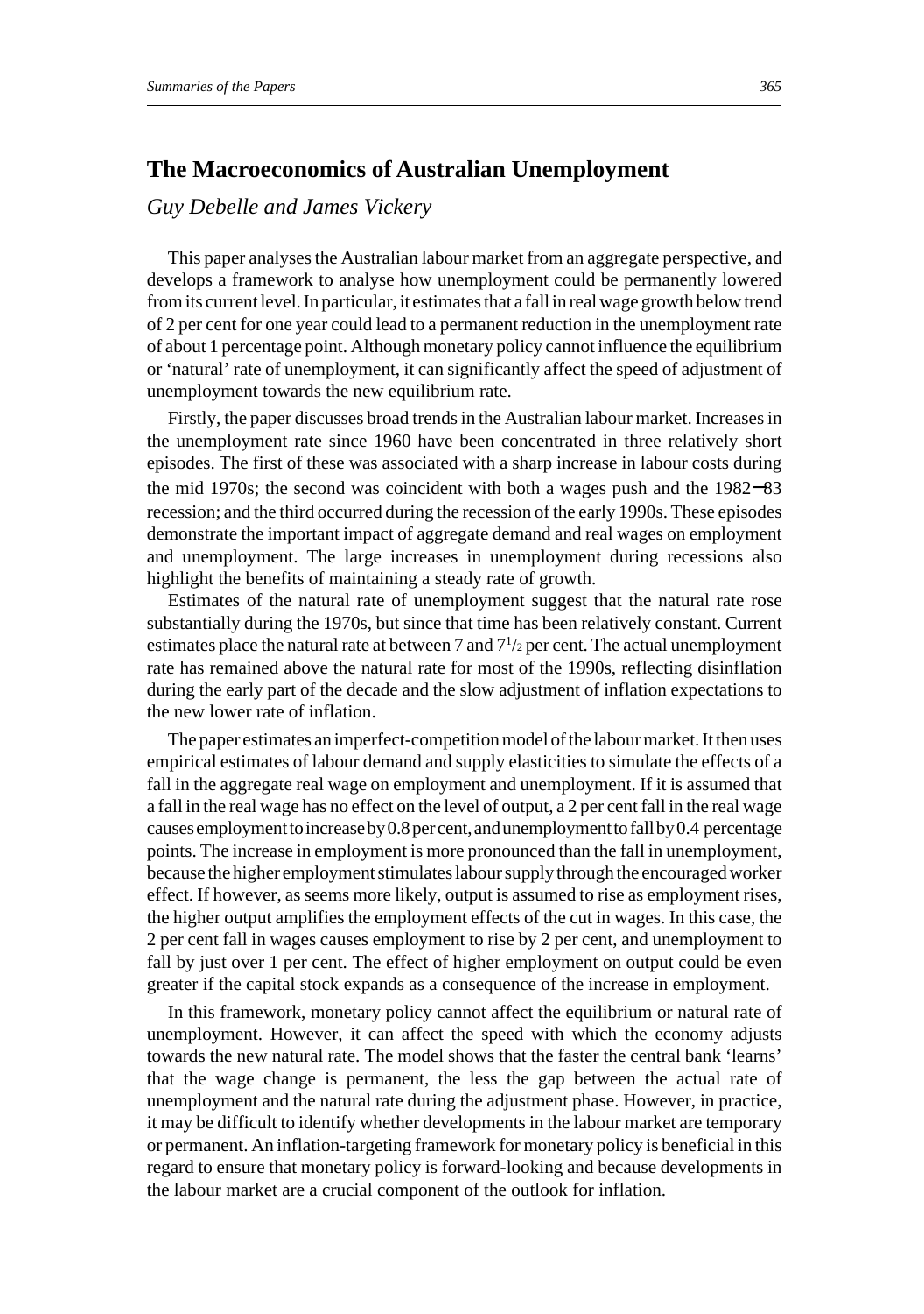## The Macroeconomics of Australian Unemployment

*Guy Debelle and James Vickery*

This paper analyses the Australian labour market from an aggregate perspective, and develops a framework to analyse how unemployment could be permanently lowered from its current level. In particular, it estimates that a fall in real wage growth below trend of 2 per cent for one year could lead to a permanent reduction in the unemployment rate of about 1 percentage point. Although monetary policy cannot influence the equilibrium or 'natural' rate of unemployment, it can significantly affect the speed of adjustment of unemployment towards the new equilibrium rate.

Firstly, the paper discusses broad trends in the Australian labour market. Increases in the unemployment rate since 1960 have been concentrated in three relatively short episodes. The first of these was associated with a sharp increase in labour costs during the mid 1970s; the second was coincident with both a wages push and the 1982–83 recession; and the third occurred during the recession of the early 1990s. These episodes demonstrate the important impact of aggregate demand and real wages on employment and unemployment. The large increases in unemployment during recessions also highlight the benefits of maintaining a steady rate of growth.

Estimates of the natural rate of unemployment suggest that the natural rate rose substantially during the 1970s, but since that time has been relatively constant. Current estimates place the natural rate at between 7 and 7½ per cent. The actual unemployment rate has remained above the natural rate for most of the 1990s, reflecting disinflation during the early part of the decade and the slow adjustment of inflation expectations to the new lower rate of inflation.

The paper estimates an imperfect-competition model of the labour market. It then uses empirical estimates of labour demand and supply elasticities to simulate the effects of a fall in the aggregate real wage on employment and unemployment. If it is assumed that a fall in the real wage has no effect on the level of output, a 2 per cent fall in the real wage causes employment to increase by 0.8 per cent, and unemployment to fall by 0.4 percentage points. The increase in employment is more pronounced than the fall in unemployment, because the higher employment stimulates labour supply through the encouraged worker effect. If however, as seems more likely, output is assumed to rise as employment rises, the higher output amplifies the employment effects of the cut in wages. In this case, the 2 per cent fall in wages causes employment to rise by 2 per cent, and unemployment to fall by just over 1 per cent. The effect of higher employment on output could be even greater if the capital stock expands as a consequence of the increase in employment.

In this framework, monetary policy cannot affect the equilibrium or natural rate of unemployment. However, it can affect the speed with which the economy adjusts towards the new natural rate. The model shows that the faster the central bank 'learns' that the wage change is permanent, the less the gap between the actual rate of unemployment and the natural rate during the adjustment phase. However, in practice, it may be difficult to identify whether developments in the labour market are temporary or permanent. An inflation-targeting framework for monetary policy is beneficial in this regard to ensure that monetary policy is forward-looking and because developments in the labour market are a crucial component of the outlook for inflation.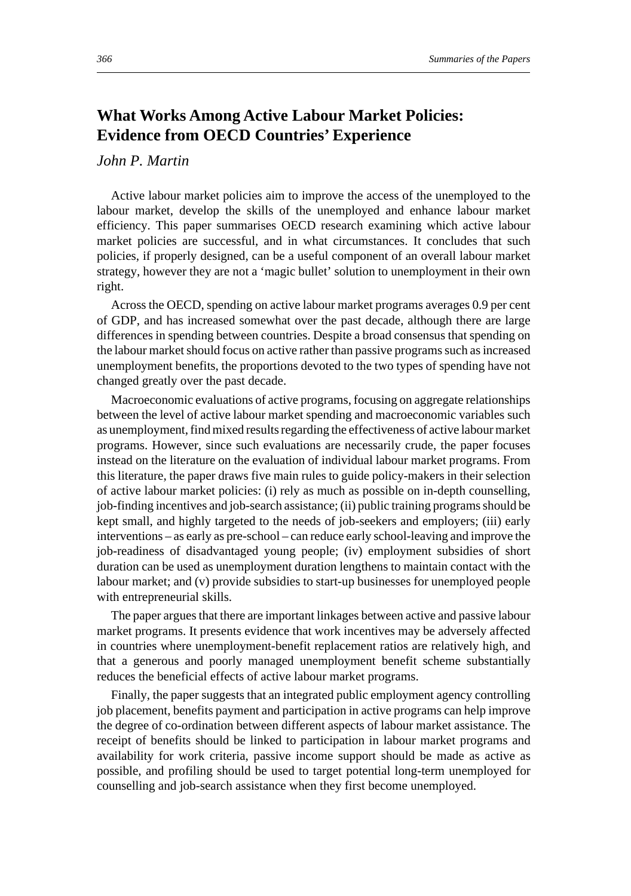## What Works Among Active Labour Market Policies: Evidence from OECD Countries' Experience

*John P. Martin*

Active labour market policies aim to improve the access of the unemployed to the labour market, develop the skills of the unemployed and enhance labour market efficiency. This paper summarises OECD research examining which active labour market policies are successful, and in what circumstances. It concludes that such policies, if properly designed, can be a useful component of an overall labour market strategy, however they are not a 'magic bullet' solution to unemployment in their own right.

Across the OECD, spending on active labour market programs averages 0.9 per cent of GDP, and has increased somewhat over the past decade, although there are large differences in spending between countries. Despite a broad consensus that spending on the labour market should focus on active rather than passive programs such as increased unemployment benefits, the proportions devoted to the two types of spending have not changed greatly over the past decade.

Macroeconomic evaluations of active programs, focusing on aggregate relationships between the level of active labour market spending and macroeconomic variables such as unemployment, find mixed results regarding the effectiveness of active labour market programs. However, since such evaluations are necessarily crude, the paper focuses instead on the literature on the evaluation of individual labour market programs. From this literature, the paper draws five main rules to guide policy-makers in their selection of active labour market policies: (i) rely as much as possible on in-depth counselling, job-finding incentives and job-search assistance; (ii) public training programs should be kept small, and highly targeted to the needs of job-seekers and employers; (iii) early interventions – as early as pre-school – can reduce early school-leaving and improve the job-readiness of disadvantaged young people; (iv) employment subsidies of short duration can be used as unemployment duration lengthens to maintain contact with the labour market; and (v) provide subsidies to start-up businesses for unemployed people with entrepreneurial skills.

The paper argues that there are important linkages between active and passive labour market programs. It presents evidence that work incentives may be adversely affected in countries where unemployment-benefit replacement ratios are relatively high, and that a generous and poorly managed unemployment benefit scheme substantially reduces the beneficial effects of active labour market programs.

Finally, the paper suggests that an integrated public employment agency controlling job placement, benefits payment and participation in active programs can help improve the degree of co-ordination between different aspects of labour market assistance. The receipt of benefits should be linked to participation in labour market programs and availability for work criteria, passive income support should be made as active as possible, and profiling should be used to target potential long-term unemployed for counselling and job-search assistance when they first become unemployed.